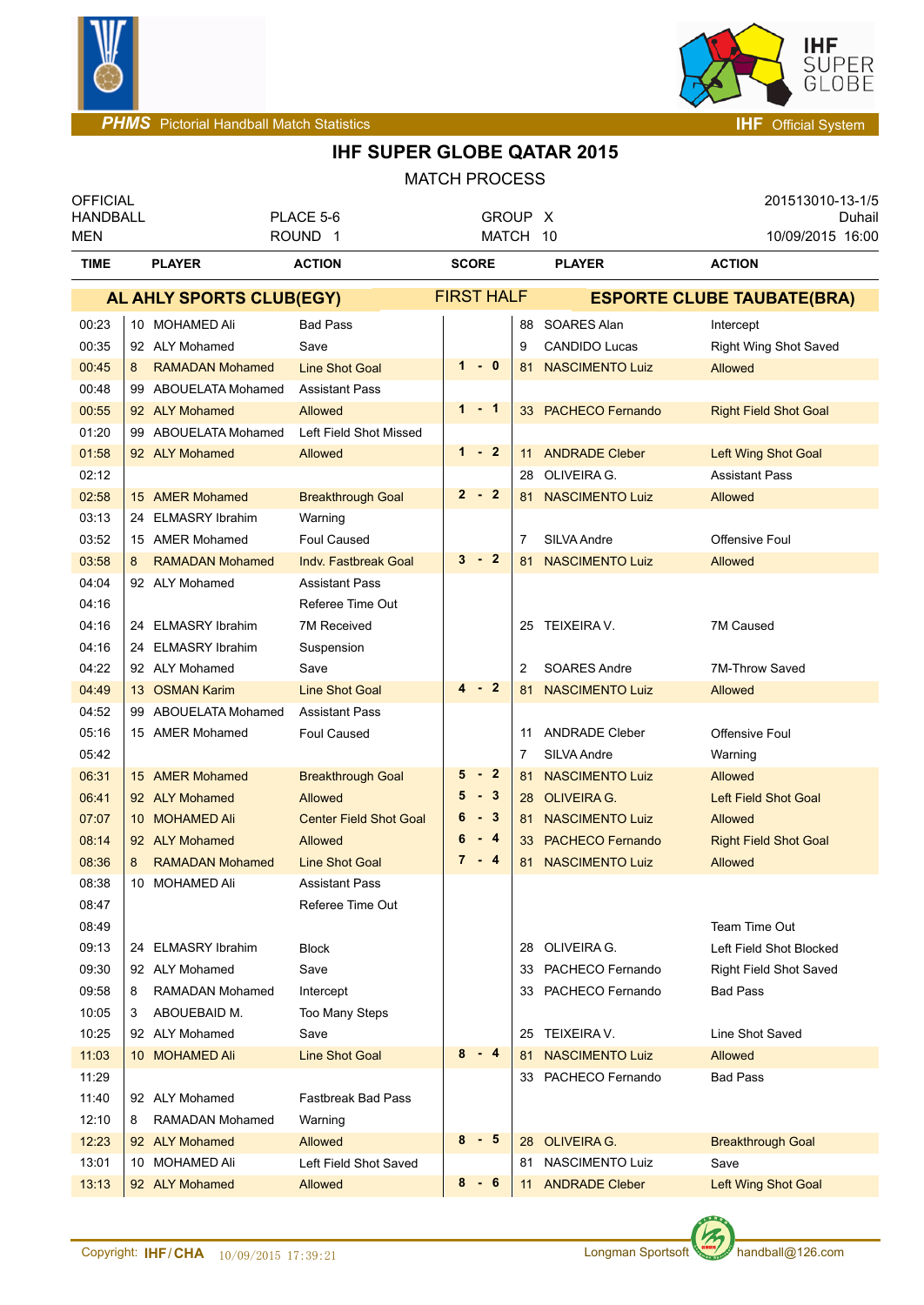# IHF SUPER GLOBE QATAR 2015

MATCH PROCESS

| | | | |
|---|---|---|---|
| OFFICIAL | | | 201513010-13-1/5 |
| HANDBALL | PLACE 5-6 | GROUP X | Duhail |
| MEN | ROUND 1 | MATCH 10 | 10/09/2015 16:00 |

**AL AHLY SPORTS CLUB(EGY)** — FIRST HALF — **ESPORTE CLUBE TAUBATE(BRA)**

| TIME | PLAYER | ACTION | SCORE | PLAYER | ACTION |
|---|---|---|---|---|---|
| 00:23 | 10 MOHAMED Ali | Bad Pass | | 88 SOARES Alan | Intercept |
| 00:35 | 92 ALY Mohamed | Save | | 9 CANDIDO Lucas | Right Wing Shot Saved |
| 00:45 | 8 RAMADAN Mohamed | Line Shot Goal | 1 - 0 | 81 NASCIMENTO Luiz | Allowed |
| 00:48 | 99 ABOUELATA Mohamed | Assistant Pass | | | |
| 00:55 | 92 ALY Mohamed | Allowed | 1 - 1 | 33 PACHECO Fernando | Right Field Shot Goal |
| 01:20 | 99 ABOUELATA Mohamed | Left Field Shot Missed | | | |
| 01:58 | 92 ALY Mohamed | Allowed | 1 - 2 | 11 ANDRADE Cleber | Left Wing Shot Goal |
| 02:12 | | | | 28 OLIVEIRA G. | Assistant Pass |
| 02:58 | 15 AMER Mohamed | Breakthrough Goal | 2 - 2 | 81 NASCIMENTO Luiz | Allowed |
| 03:13 | 24 ELMASRY Ibrahim | Warning | | | |
| 03:52 | 15 AMER Mohamed | Foul Caused | | 7 SILVA Andre | Offensive Foul |
| 03:58 | 8 RAMADAN Mohamed | Indv. Fastbreak Goal | 3 - 2 | 81 NASCIMENTO Luiz | Allowed |
| 04:04 | 92 ALY Mohamed | Assistant Pass | | | |
| 04:16 | | Referee Time Out | | | |
| 04:16 | 24 ELMASRY Ibrahim | 7M Received | | 25 TEIXEIRA V. | 7M Caused |
| 04:16 | 24 ELMASRY Ibrahim | Suspension | | | |
| 04:22 | 92 ALY Mohamed | Save | | 2 SOARES Andre | 7M-Throw Saved |
| 04:49 | 13 OSMAN Karim | Line Shot Goal | 4 - 2 | 81 NASCIMENTO Luiz | Allowed |
| 04:52 | 99 ABOUELATA Mohamed | Assistant Pass | | | |
| 05:16 | 15 AMER Mohamed | Foul Caused | | 11 ANDRADE Cleber | Offensive Foul |
| 05:42 | | | | 7 SILVA Andre | Warning |
| 06:31 | 15 AMER Mohamed | Breakthrough Goal | 5 - 2 | 81 NASCIMENTO Luiz | Allowed |
| 06:41 | 92 ALY Mohamed | Allowed | 5 - 3 | 28 OLIVEIRA G. | Left Field Shot Goal |
| 07:07 | 10 MOHAMED Ali | Center Field Shot Goal | 6 - 3 | 81 NASCIMENTO Luiz | Allowed |
| 08:14 | 92 ALY Mohamed | Allowed | 6 - 4 | 33 PACHECO Fernando | Right Field Shot Goal |
| 08:36 | 8 RAMADAN Mohamed | Line Shot Goal | 7 - 4 | 81 NASCIMENTO Luiz | Allowed |
| 08:38 | 10 MOHAMED Ali | Assistant Pass | | | |
| 08:47 | | Referee Time Out | | | |
| 08:49 | | | | | Team Time Out |
| 09:13 | 24 ELMASRY Ibrahim | Block | | 28 OLIVEIRA G. | Left Field Shot Blocked |
| 09:30 | 92 ALY Mohamed | Save | | 33 PACHECO Fernando | Right Field Shot Saved |
| 09:58 | 8 RAMADAN Mohamed | Intercept | | 33 PACHECO Fernando | Bad Pass |
| 10:05 | 3 ABOUEBAID M. | Too Many Steps | | | |
| 10:25 | 92 ALY Mohamed | Save | | 25 TEIXEIRA V. | Line Shot Saved |
| 11:03 | 10 MOHAMED Ali | Line Shot Goal | 8 - 4 | 81 NASCIMENTO Luiz | Allowed |
| 11:29 | | | | 33 PACHECO Fernando | Bad Pass |
| 11:40 | 92 ALY Mohamed | Fastbreak Bad Pass | | | |
| 12:10 | 8 RAMADAN Mohamed | Warning | | | |
| 12:23 | 92 ALY Mohamed | Allowed | 8 - 5 | 28 OLIVEIRA G. | Breakthrough Goal |
| 13:01 | 10 MOHAMED Ali | Left Field Shot Saved | | 81 NASCIMENTO Luiz | Save |
| 13:13 | 92 ALY Mohamed | Allowed | 8 - 6 | 11 ANDRADE Cleber | Left Wing Shot Goal |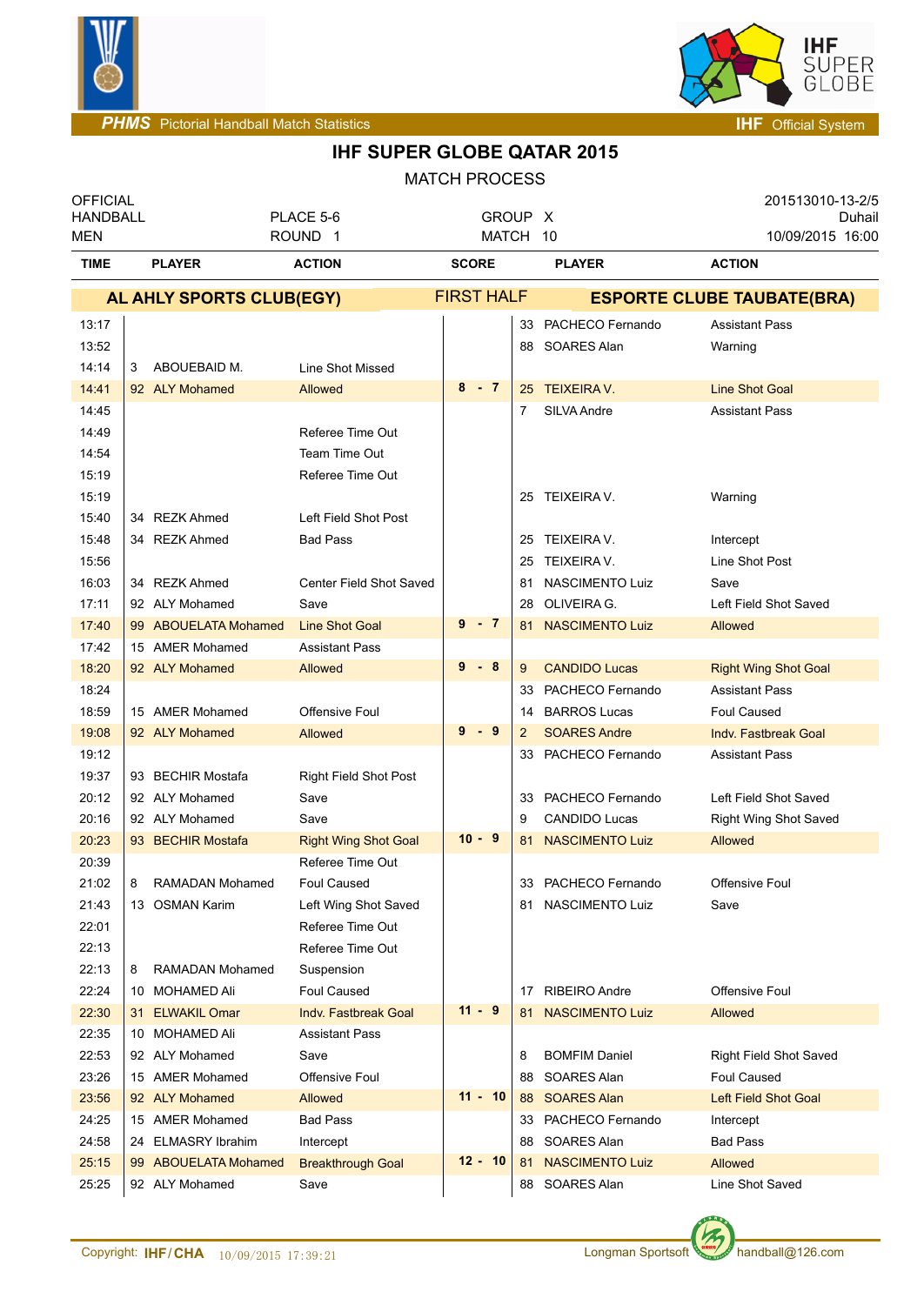# IHF SUPER GLOBE QATAR 2015

MATCH PROCESS

| OFFICIAL HANDBALL MEN | PLACE 5-6 ROUND 1 | GROUP X MATCH 10 | 201513010-13-2/5 Duhail 10/09/2015 16:00 |
|---|---|---|---|

| TIME | PLAYER | | ACTION | SCORE | PLAYER | | ACTION |
|---|---|---|---|---|---|---|---|
| | **AL AHLY SPORTS CLUB(EGY)** | | | FIRST HALF | **ESPORTE CLUBE TAUBATE(BRA)** | | |
| 13:17 | | | | | 33 | PACHECO Fernando | Assistant Pass |
| 13:52 | | | | | 88 | SOARES Alan | Warning |
| 14:14 | 3 | ABOUEBAID M. | Line Shot Missed | | | | |
| 14:41 | 92 | ALY Mohamed | Allowed | 8 - 7 | 25 | TEIXEIRA V. | Line Shot Goal |
| 14:45 | | | | | 7 | SILVA Andre | Assistant Pass |
| 14:49 | | | Referee Time Out | | | | |
| 14:54 | | | Team Time Out | | | | |
| 15:19 | | | Referee Time Out | | | | |
| 15:19 | | | | | 25 | TEIXEIRA V. | Warning |
| 15:40 | 34 | REZK Ahmed | Left Field Shot Post | | | | |
| 15:48 | 34 | REZK Ahmed | Bad Pass | | 25 | TEIXEIRA V. | Intercept |
| 15:56 | | | | | 25 | TEIXEIRA V. | Line Shot Post |
| 16:03 | 34 | REZK Ahmed | Center Field Shot Saved | | 81 | NASCIMENTO Luiz | Save |
| 17:11 | 92 | ALY Mohamed | Save | | 28 | OLIVEIRA G. | Left Field Shot Saved |
| 17:40 | 99 | ABOUELATA Mohamed | Line Shot Goal | 9 - 7 | 81 | NASCIMENTO Luiz | Allowed |
| 17:42 | 15 | AMER Mohamed | Assistant Pass | | | | |
| 18:20 | 92 | ALY Mohamed | Allowed | 9 - 8 | 9 | CANDIDO Lucas | Right Wing Shot Goal |
| 18:24 | | | | | 33 | PACHECO Fernando | Assistant Pass |
| 18:59 | 15 | AMER Mohamed | Offensive Foul | | 14 | BARROS Lucas | Foul Caused |
| 19:08 | 92 | ALY Mohamed | Allowed | 9 - 9 | 2 | SOARES Andre | Indv. Fastbreak Goal |
| 19:12 | | | | | 33 | PACHECO Fernando | Assistant Pass |
| 19:37 | 93 | BECHIR Mostafa | Right Field Shot Post | | | | |
| 20:12 | 92 | ALY Mohamed | Save | | 33 | PACHECO Fernando | Left Field Shot Saved |
| 20:16 | 92 | ALY Mohamed | Save | | 9 | CANDIDO Lucas | Right Wing Shot Saved |
| 20:23 | 93 | BECHIR Mostafa | Right Wing Shot Goal | 10 - 9 | 81 | NASCIMENTO Luiz | Allowed |
| 20:39 | | | Referee Time Out | | | | |
| 21:02 | 8 | RAMADAN Mohamed | Foul Caused | | 33 | PACHECO Fernando | Offensive Foul |
| 21:43 | 13 | OSMAN Karim | Left Wing Shot Saved | | 81 | NASCIMENTO Luiz | Save |
| 22:01 | | | Referee Time Out | | | | |
| 22:13 | | | Referee Time Out | | | | |
| 22:13 | 8 | RAMADAN Mohamed | Suspension | | | | |
| 22:24 | 10 | MOHAMED Ali | Foul Caused | | 17 | RIBEIRO Andre | Offensive Foul |
| 22:30 | 31 | ELWAKIL Omar | Indv. Fastbreak Goal | 11 - 9 | 81 | NASCIMENTO Luiz | Allowed |
| 22:35 | 10 | MOHAMED Ali | Assistant Pass | | | | |
| 22:53 | 92 | ALY Mohamed | Save | | 8 | BOMFIM Daniel | Right Field Shot Saved |
| 23:26 | 15 | AMER Mohamed | Offensive Foul | | 88 | SOARES Alan | Foul Caused |
| 23:56 | 92 | ALY Mohamed | Allowed | 11 - 10 | 88 | SOARES Alan | Left Field Shot Goal |
| 24:25 | 15 | AMER Mohamed | Bad Pass | | 33 | PACHECO Fernando | Intercept |
| 24:58 | 24 | ELMASRY Ibrahim | Intercept | | 88 | SOARES Alan | Bad Pass |
| 25:15 | 99 | ABOUELATA Mohamed | Breakthrough Goal | 12 - 10 | 81 | NASCIMENTO Luiz | Allowed |
| 25:25 | 92 | ALY Mohamed | Save | | 88 | SOARES Alan | Line Shot Saved |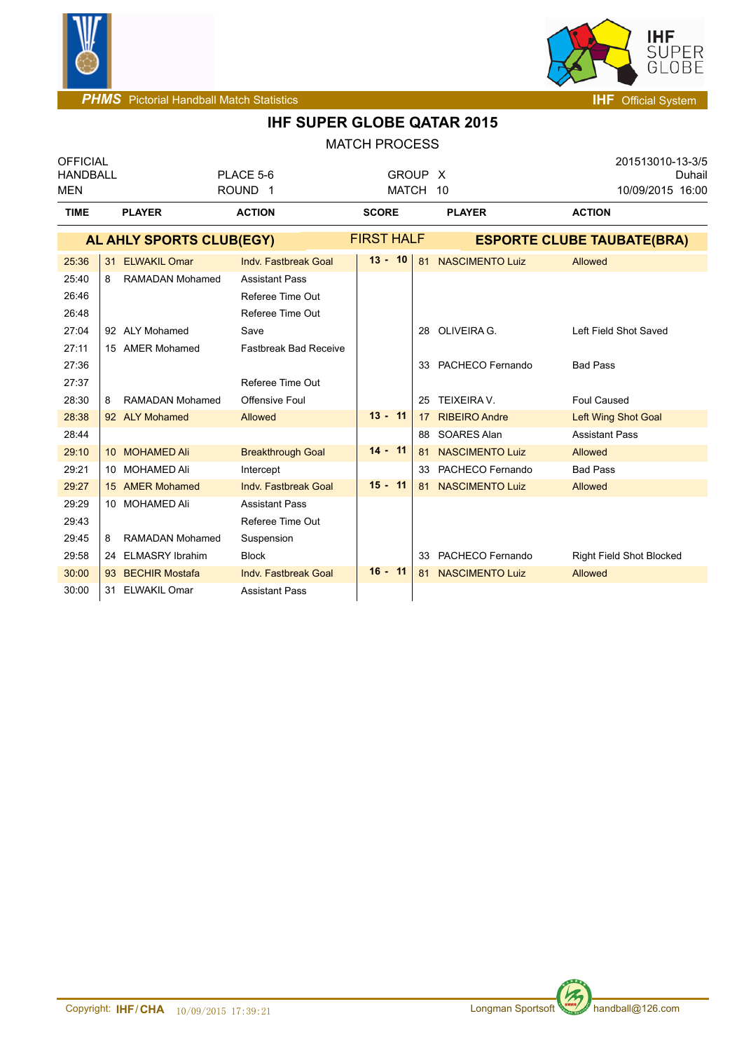PHMS Pictorial Handball Match Statistics — IHF Official System

# IHF SUPER GLOBE QATAR 2015

## MATCH PROCESS

OFFICIAL HANDBALL MEN — PLACE 5-6, ROUND 1 — GROUP X, MATCH 10 — 201513010-13-3/5, Duhail, 10/09/2015 16:00

| TIME | PLAYER | ACTION | SCORE | PLAYER | ACTION |
|---|---|---|---|---|---|
| | **AL AHLY SPORTS CLUB(EGY)** | | FIRST HALF | **ESPORTE CLUBE TAUBATE(BRA)** | |
| 25:36 | 31 ELWAKIL Omar | Indv. Fastbreak Goal | 13 - 10 | 81 NASCIMENTO Luiz | Allowed |
| 25:40 | 8 RAMADAN Mohamed | Assistant Pass | | | |
| 26:46 | | Referee Time Out | | | |
| 26:48 | | Referee Time Out | | | |
| 27:04 | 92 ALY Mohamed | Save | | 28 OLIVEIRA G. | Left Field Shot Saved |
| 27:11 | 15 AMER Mohamed | Fastbreak Bad Receive | | | |
| 27:36 | | | | 33 PACHECO Fernando | Bad Pass |
| 27:37 | | Referee Time Out | | | |
| 28:30 | 8 RAMADAN Mohamed | Offensive Foul | | 25 TEIXEIRA V. | Foul Caused |
| 28:38 | 92 ALY Mohamed | Allowed | 13 - 11 | 17 RIBEIRO Andre | Left Wing Shot Goal |
| 28:44 | | | | 88 SOARES Alan | Assistant Pass |
| 29:10 | 10 MOHAMED Ali | Breakthrough Goal | 14 - 11 | 81 NASCIMENTO Luiz | Allowed |
| 29:21 | 10 MOHAMED Ali | Intercept | | 33 PACHECO Fernando | Bad Pass |
| 29:27 | 15 AMER Mohamed | Indv. Fastbreak Goal | 15 - 11 | 81 NASCIMENTO Luiz | Allowed |
| 29:29 | 10 MOHAMED Ali | Assistant Pass | | | |
| 29:43 | | Referee Time Out | | | |
| 29:45 | 8 RAMADAN Mohamed | Suspension | | | |
| 29:58 | 24 ELMASRY Ibrahim | Block | | 33 PACHECO Fernando | Right Field Shot Blocked |
| 30:00 | 93 BECHIR Mostafa | Indv. Fastbreak Goal | 16 - 11 | 81 NASCIMENTO Luiz | Allowed |
| 30:00 | 31 ELWAKIL Omar | Assistant Pass | | | |

Copyright: IHF/CHA 10/09/2015 17:39:21 — Longman Sportsoft handball@126.com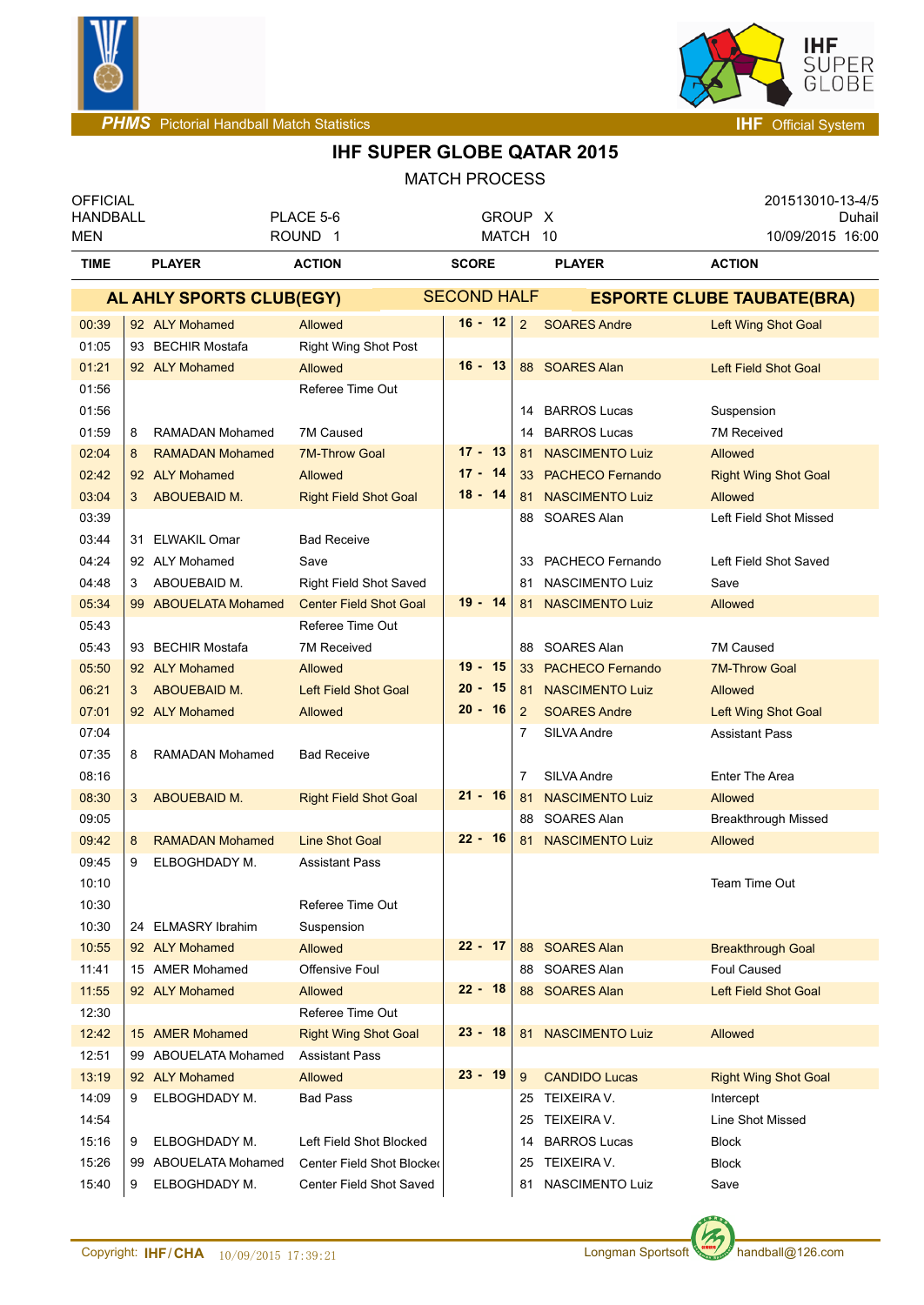# IHF SUPER GLOBE QATAR 2015

MATCH PROCESS

| OFFICIAL HANDBALL MEN | PLACE 5-6 ROUND 1 | GROUP X MATCH 10 | 201513010-13-4/5 Duhail 10/09/2015 16:00 |
|---|---|---|---|

| TIME | PLAYER | ACTION | SCORE | PLAYER | ACTION |
|---|---|---|---|---|---|
| | **AL AHLY SPORTS CLUB(EGY)** | | **SECOND HALF** | **ESPORTE CLUBE TAUBATE(BRA)** | |
| 00:39 | 92 ALY Mohamed | Allowed | 16 - 12 | 2 SOARES Andre | Left Wing Shot Goal |
| 01:05 | 93 BECHIR Mostafa | Right Wing Shot Post | | | |
| 01:21 | 92 ALY Mohamed | Allowed | 16 - 13 | 88 SOARES Alan | Left Field Shot Goal |
| 01:56 | | Referee Time Out | | | |
| 01:56 | | | | 14 BARROS Lucas | Suspension |
| 01:59 | 8 RAMADAN Mohamed | 7M Caused | | 14 BARROS Lucas | 7M Received |
| 02:04 | 8 RAMADAN Mohamed | 7M-Throw Goal | 17 - 13 | 81 NASCIMENTO Luiz | Allowed |
| 02:42 | 92 ALY Mohamed | Allowed | 17 - 14 | 33 PACHECO Fernando | Right Wing Shot Goal |
| 03:04 | 3 ABOUEBAID M. | Right Field Shot Goal | 18 - 14 | 81 NASCIMENTO Luiz | Allowed |
| 03:39 | | | | 88 SOARES Alan | Left Field Shot Missed |
| 03:44 | 31 ELWAKIL Omar | Bad Receive | | | |
| 04:24 | 92 ALY Mohamed | Save | | 33 PACHECO Fernando | Left Field Shot Saved |
| 04:48 | 3 ABOUEBAID M. | Right Field Shot Saved | | 81 NASCIMENTO Luiz | Save |
| 05:34 | 99 ABOUELATA Mohamed | Center Field Shot Goal | 19 - 14 | 81 NASCIMENTO Luiz | Allowed |
| 05:43 | | Referee Time Out | | | |
| 05:43 | 93 BECHIR Mostafa | 7M Received | | 88 SOARES Alan | 7M Caused |
| 05:50 | 92 ALY Mohamed | Allowed | 19 - 15 | 33 PACHECO Fernando | 7M-Throw Goal |
| 06:21 | 3 ABOUEBAID M. | Left Field Shot Goal | 20 - 15 | 81 NASCIMENTO Luiz | Allowed |
| 07:01 | 92 ALY Mohamed | Allowed | 20 - 16 | 2 SOARES Andre | Left Wing Shot Goal |
| 07:04 | | | | 7 SILVA Andre | Assistant Pass |
| 07:35 | 8 RAMADAN Mohamed | Bad Receive | | | |
| 08:16 | | | | 7 SILVA Andre | Enter The Area |
| 08:30 | 3 ABOUEBAID M. | Right Field Shot Goal | 21 - 16 | 81 NASCIMENTO Luiz | Allowed |
| 09:05 | | | | 88 SOARES Alan | Breakthrough Missed |
| 09:42 | 8 RAMADAN Mohamed | Line Shot Goal | 22 - 16 | 81 NASCIMENTO Luiz | Allowed |
| 09:45 | 9 ELBOGHDADY M. | Assistant Pass | | | |
| 10:10 | | | | | Team Time Out |
| 10:30 | | Referee Time Out | | | |
| 10:30 | 24 ELMASRY Ibrahim | Suspension | | | |
| 10:55 | 92 ALY Mohamed | Allowed | 22 - 17 | 88 SOARES Alan | Breakthrough Goal |
| 11:41 | 15 AMER Mohamed | Offensive Foul | | 88 SOARES Alan | Foul Caused |
| 11:55 | 92 ALY Mohamed | Allowed | 22 - 18 | 88 SOARES Alan | Left Field Shot Goal |
| 12:30 | | Referee Time Out | | | |
| 12:42 | 15 AMER Mohamed | Right Wing Shot Goal | 23 - 18 | 81 NASCIMENTO Luiz | Allowed |
| 12:51 | 99 ABOUELATA Mohamed | Assistant Pass | | | |
| 13:19 | 92 ALY Mohamed | Allowed | 23 - 19 | 9 CANDIDO Lucas | Right Wing Shot Goal |
| 14:09 | 9 ELBOGHDADY M. | Bad Pass | | 25 TEIXEIRA V. | Intercept |
| 14:54 | | | | 25 TEIXEIRA V. | Line Shot Missed |
| 15:16 | 9 ELBOGHDADY M. | Left Field Shot Blocked | | 14 BARROS Lucas | Block |
| 15:26 | 99 ABOUELATA Mohamed | Center Field Shot Blocked | | 25 TEIXEIRA V. | Block |
| 15:40 | 9 ELBOGHDADY M. | Center Field Shot Saved | | 81 NASCIMENTO Luiz | Save |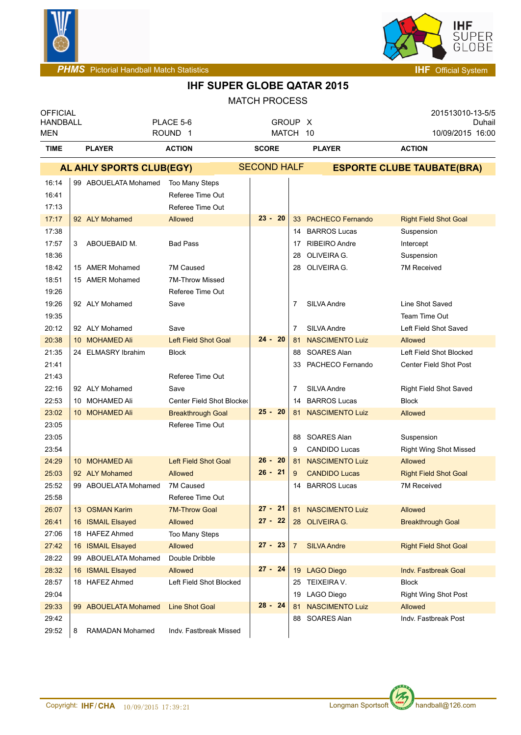# IHF SUPER GLOBE QATAR 2015

MATCH PROCESS

| OFFICIAL HANDBALL MEN | PLACE 5-6 ROUND 1 | GROUP X MATCH 10 | 201513010-13-5/5 Duhail 10/09/2015 16:00 |
|---|---|---|---|

| TIME | PLAYER | ACTION | SCORE | PLAYER | ACTION |
|---|---|---|---|---|---|
| | **AL AHLY SPORTS CLUB(EGY)** | | SECOND HALF | **ESPORTE CLUBE TAUBATE(BRA)** | |
| 16:14 | 99 ABOUELATA Mohamed | Too Many Steps | | | |
| 16:41 | | Referee Time Out | | | |
| 17:13 | | Referee Time Out | | | |
| 17:17 | 92 ALY Mohamed | Allowed | 23 - 20 | 33 PACHECO Fernando | Right Field Shot Goal |
| 17:38 | | | | 14 BARROS Lucas | Suspension |
| 17:57 | 3 ABOUEBAID M. | Bad Pass | | 17 RIBEIRO Andre | Intercept |
| 18:36 | | | | 28 OLIVEIRA G. | Suspension |
| 18:42 | 15 AMER Mohamed | 7M Caused | | 28 OLIVEIRA G. | 7M Received |
| 18:51 | 15 AMER Mohamed | 7M-Throw Missed | | | |
| 19:26 | | Referee Time Out | | | |
| 19:26 | 92 ALY Mohamed | Save | | 7 SILVA Andre | Line Shot Saved |
| 19:35 | | | | | Team Time Out |
| 20:12 | 92 ALY Mohamed | Save | | 7 SILVA Andre | Left Field Shot Saved |
| 20:38 | 10 MOHAMED Ali | Left Field Shot Goal | 24 - 20 | 81 NASCIMENTO Luiz | Allowed |
| 21:35 | 24 ELMASRY Ibrahim | Block | | 88 SOARES Alan | Left Field Shot Blocked |
| 21:41 | | | | 33 PACHECO Fernando | Center Field Shot Post |
| 21:43 | | Referee Time Out | | | |
| 22:16 | 92 ALY Mohamed | Save | | 7 SILVA Andre | Right Field Shot Saved |
| 22:53 | 10 MOHAMED Ali | Center Field Shot Blocked | | 14 BARROS Lucas | Block |
| 23:02 | 10 MOHAMED Ali | Breakthrough Goal | 25 - 20 | 81 NASCIMENTO Luiz | Allowed |
| 23:05 | | Referee Time Out | | | |
| 23:05 | | | | 88 SOARES Alan | Suspension |
| 23:54 | | | | 9 CANDIDO Lucas | Right Wing Shot Missed |
| 24:29 | 10 MOHAMED Ali | Left Field Shot Goal | 26 - 20 | 81 NASCIMENTO Luiz | Allowed |
| 25:03 | 92 ALY Mohamed | Allowed | 26 - 21 | 9 CANDIDO Lucas | Right Field Shot Goal |
| 25:52 | 99 ABOUELATA Mohamed | 7M Caused | | 14 BARROS Lucas | 7M Received |
| 25:58 | | Referee Time Out | | | |
| 26:07 | 13 OSMAN Karim | 7M-Throw Goal | 27 - 21 | 81 NASCIMENTO Luiz | Allowed |
| 26:41 | 16 ISMAIL Elsayed | Allowed | 27 - 22 | 28 OLIVEIRA G. | Breakthrough Goal |
| 27:06 | 18 HAFEZ Ahmed | Too Many Steps | | | |
| 27:42 | 16 ISMAIL Elsayed | Allowed | 27 - 23 | 7 SILVA Andre | Right Field Shot Goal |
| 28:22 | 99 ABOUELATA Mohamed | Double Dribble | | | |
| 28:32 | 16 ISMAIL Elsayed | Allowed | 27 - 24 | 19 LAGO Diego | Indv. Fastbreak Goal |
| 28:57 | 18 HAFEZ Ahmed | Left Field Shot Blocked | | 25 TEIXEIRA V. | Block |
| 29:04 | | | | 19 LAGO Diego | Right Wing Shot Post |
| 29:33 | 99 ABOUELATA Mohamed | Line Shot Goal | 28 - 24 | 81 NASCIMENTO Luiz | Allowed |
| 29:42 | | | | 88 SOARES Alan | Indv. Fastbreak Post |
| 29:52 | 8 RAMADAN Mohamed | Indv. Fastbreak Missed | | | |